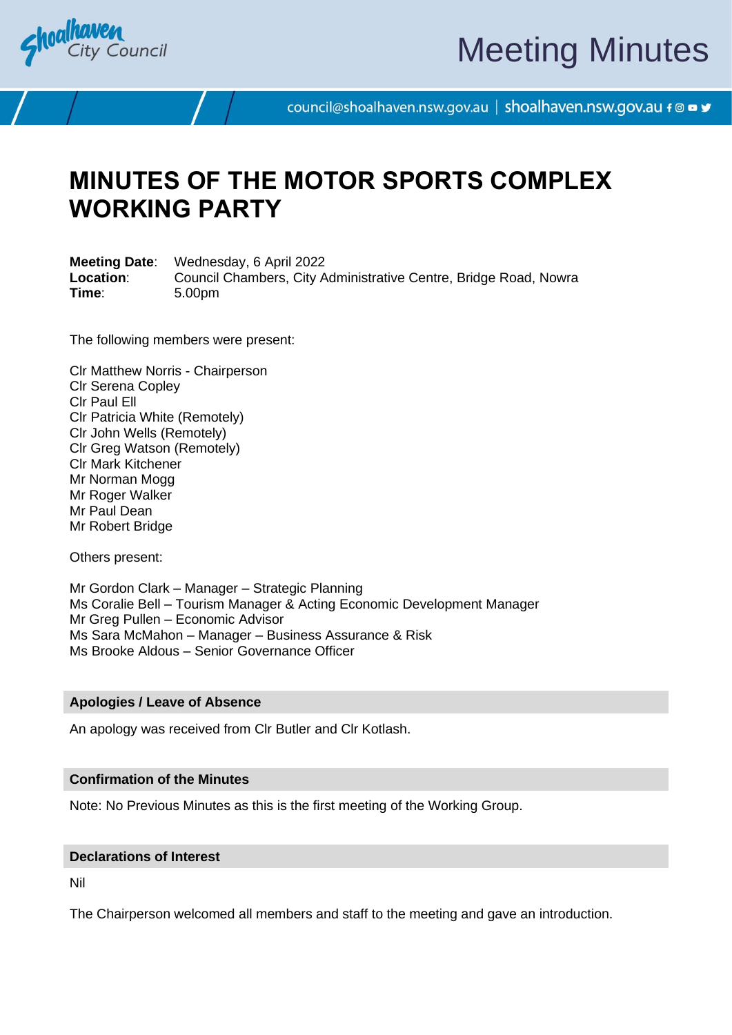# MINUTES OF THE MOTOR SPORTS COMPLEX WORKING PARTY

**Meeting Date**: Wednesday, 6 April 2022
**Location**: Council Chambers, City Administrative Centre, Bridge Road, Nowra
**Time**: 5.00pm

The following members were present:

Clr Matthew Norris - Chairperson
Clr Serena Copley
Clr Paul Ell
Clr Patricia White (Remotely)
Clr John Wells (Remotely)
Clr Greg Watson (Remotely)
Clr Mark Kitchener
Mr Norman Mogg
Mr Roger Walker
Mr Paul Dean
Mr Robert Bridge

Others present:

Mr Gordon Clark – Manager – Strategic Planning
Ms Coralie Bell – Tourism Manager & Acting Economic Development Manager
Mr Greg Pullen – Economic Advisor
Ms Sara McMahon – Manager – Business Assurance & Risk
Ms Brooke Aldous – Senior Governance Officer

## Apologies / Leave of Absence

An apology was received from Clr Butler and Clr Kotlash.

## Confirmation of the Minutes

Note: No Previous Minutes as this is the first meeting of the Working Group.

## Declarations of Interest

Nil

The Chairperson welcomed all members and staff to the meeting and gave an introduction.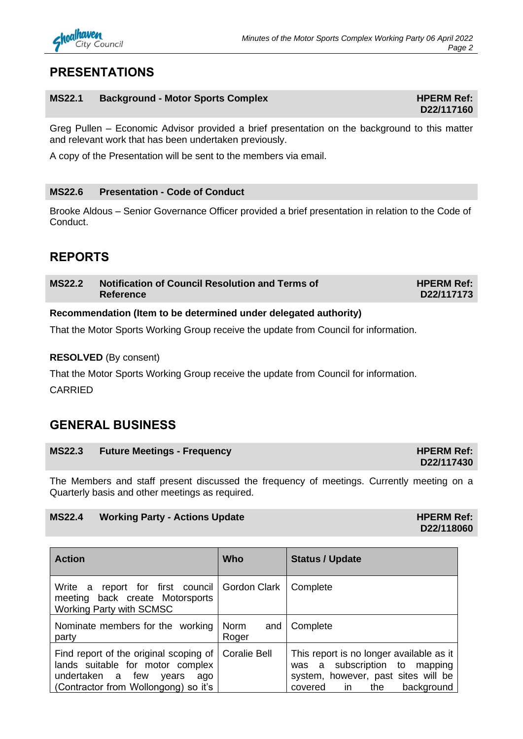## PRESENTATIONS

### MS22.1 Background - Motor Sports Complex

**HPERM Ref: D22/117160**

Greg Pullen – Economic Advisor provided a brief presentation on the background to this matter and relevant work that has been undertaken previously.

A copy of the Presentation will be sent to the members via email.

### MS22.6 Presentation - Code of Conduct

Brooke Aldous – Senior Governance Officer provided a brief presentation in relation to the Code of Conduct.

## REPORTS

### MS22.2 Notification of Council Resolution and Terms of Reference

**HPERM Ref: D22/117173**

**Recommendation (Item to be determined under delegated authority)**

That the Motor Sports Working Group receive the update from Council for information.

**RESOLVED** (By consent)

That the Motor Sports Working Group receive the update from Council for information.

CARRIED

## GENERAL BUSINESS

### MS22.3 Future Meetings - Frequency

**HPERM Ref: D22/117430**

The Members and staff present discussed the frequency of meetings. Currently meeting on a Quarterly basis and other meetings as required.

### MS22.4 Working Party - Actions Update

**HPERM Ref: D22/118060**

| Action | Who | Status / Update |
|---|---|---|
| Write a report for first council meeting back create Motorsports Working Party with SCMSC | Gordon Clark | Complete |
| Nominate members for the working party | Norm and Roger | Complete |
| Find report of the original scoping of lands suitable for motor complex undertaken a few years ago (Contractor from Wollongong) so it's | Coralie Bell | This report is no longer available as it was a subscription to mapping system, however, past sites will be covered in the background |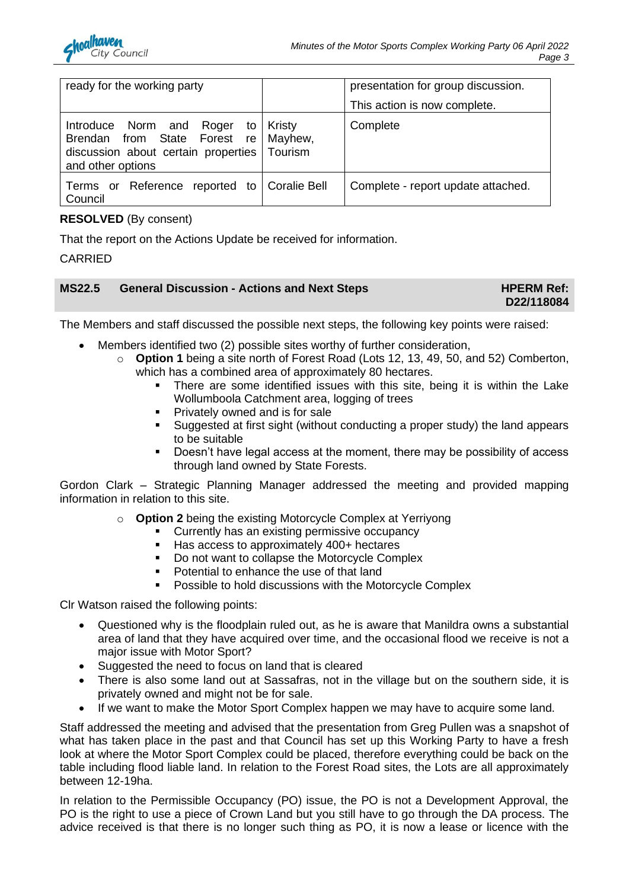| | | |
|---|---|---|
| ready for the working party | | presentation for group discussion. This action is now complete. |
| Introduce Norm and Roger to Brendan from State Forest re discussion about certain properties and other options | Kristy Mayhew, Tourism | Complete |
| Terms or Reference reported to Council | Coralie Bell | Complete - report update attached. |

**RESOLVED** (By consent)

That the report on the Actions Update be received for information.

CARRIED

## MS22.5 General Discussion - Actions and Next Steps

**HPERM Ref: D22/118084**

The Members and staff discussed the possible next steps, the following key points were raised:

- Members identified two (2) possible sites worthy of further consideration,
  - **Option 1** being a site north of Forest Road (Lots 12, 13, 49, 50, and 52) Comberton, which has a combined area of approximately 80 hectares.
    - There are some identified issues with this site, being it is within the Lake Wollumboola Catchment area, logging of trees
    - Privately owned and is for sale
    - Suggested at first sight (without conducting a proper study) the land appears to be suitable
    - Doesn't have legal access at the moment, there may be possibility of access through land owned by State Forests.

Gordon Clark – Strategic Planning Manager addressed the meeting and provided mapping information in relation to this site.

  - **Option 2** being the existing Motorcycle Complex at Yerriyong
    - Currently has an existing permissive occupancy
    - Has access to approximately 400+ hectares
    - Do not want to collapse the Motorcycle Complex
    - Potential to enhance the use of that land
    - Possible to hold discussions with the Motorcycle Complex

Clr Watson raised the following points:

- Questioned why is the floodplain ruled out, as he is aware that Manildra owns a substantial area of land that they have acquired over time, and the occasional flood we receive is not a major issue with Motor Sport?
- Suggested the need to focus on land that is cleared
- There is also some land out at Sassafras, not in the village but on the southern side, it is privately owned and might not be for sale.
- If we want to make the Motor Sport Complex happen we may have to acquire some land.

Staff addressed the meeting and advised that the presentation from Greg Pullen was a snapshot of what has taken place in the past and that Council has set up this Working Party to have a fresh look at where the Motor Sport Complex could be placed, therefore everything could be back on the table including flood liable land. In relation to the Forest Road sites, the Lots are all approximately between 12-19ha.

In relation to the Permissible Occupancy (PO) issue, the PO is not a Development Approval, the PO is the right to use a piece of Crown Land but you still have to go through the DA process. The advice received is that there is no longer such thing as PO, it is now a lease or licence with the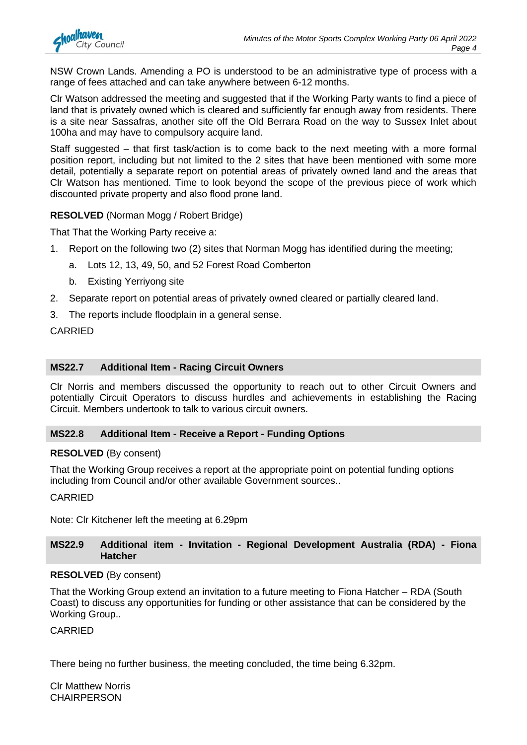NSW Crown Lands. Amending a PO is understood to be an administrative type of process with a range of fees attached and can take anywhere between 6-12 months.

Clr Watson addressed the meeting and suggested that if the Working Party wants to find a piece of land that is privately owned which is cleared and sufficiently far enough away from residents. There is a site near Sassafras, another site off the Old Berrara Road on the way to Sussex Inlet about 100ha and may have to compulsory acquire land.

Staff suggested – that first task/action is to come back to the next meeting with a more formal position report, including but not limited to the 2 sites that have been mentioned with some more detail, potentially a separate report on potential areas of privately owned land and the areas that Clr Watson has mentioned. Time to look beyond the scope of the previous piece of work which discounted private property and also flood prone land.

**RESOLVED** (Norman Mogg / Robert Bridge)

That That the Working Party receive a:

1. Report on the following two (2) sites that Norman Mogg has identified during the meeting;
   a. Lots 12, 13, 49, 50, and 52 Forest Road Comberton
   b. Existing Yerriyong site
2. Separate report on potential areas of privately owned cleared or partially cleared land.
3. The reports include floodplain in a general sense.

CARRIED

## MS22.7 Additional Item - Racing Circuit Owners

Clr Norris and members discussed the opportunity to reach out to other Circuit Owners and potentially Circuit Operators to discuss hurdles and achievements in establishing the Racing Circuit. Members undertook to talk to various circuit owners.

## MS22.8 Additional Item - Receive a Report - Funding Options

**RESOLVED** (By consent)

That the Working Group receives a report at the appropriate point on potential funding options including from Council and/or other available Government sources..

CARRIED

Note: Clr Kitchener left the meeting at 6.29pm

## MS22.9 Additional item - Invitation - Regional Development Australia (RDA) - Fiona Hatcher

**RESOLVED** (By consent)

That the Working Group extend an invitation to a future meeting to Fiona Hatcher – RDA (South Coast) to discuss any opportunities for funding or other assistance that can be considered by the Working Group..

CARRIED

There being no further business, the meeting concluded, the time being 6.32pm.

Clr Matthew Norris
CHAIRPERSON